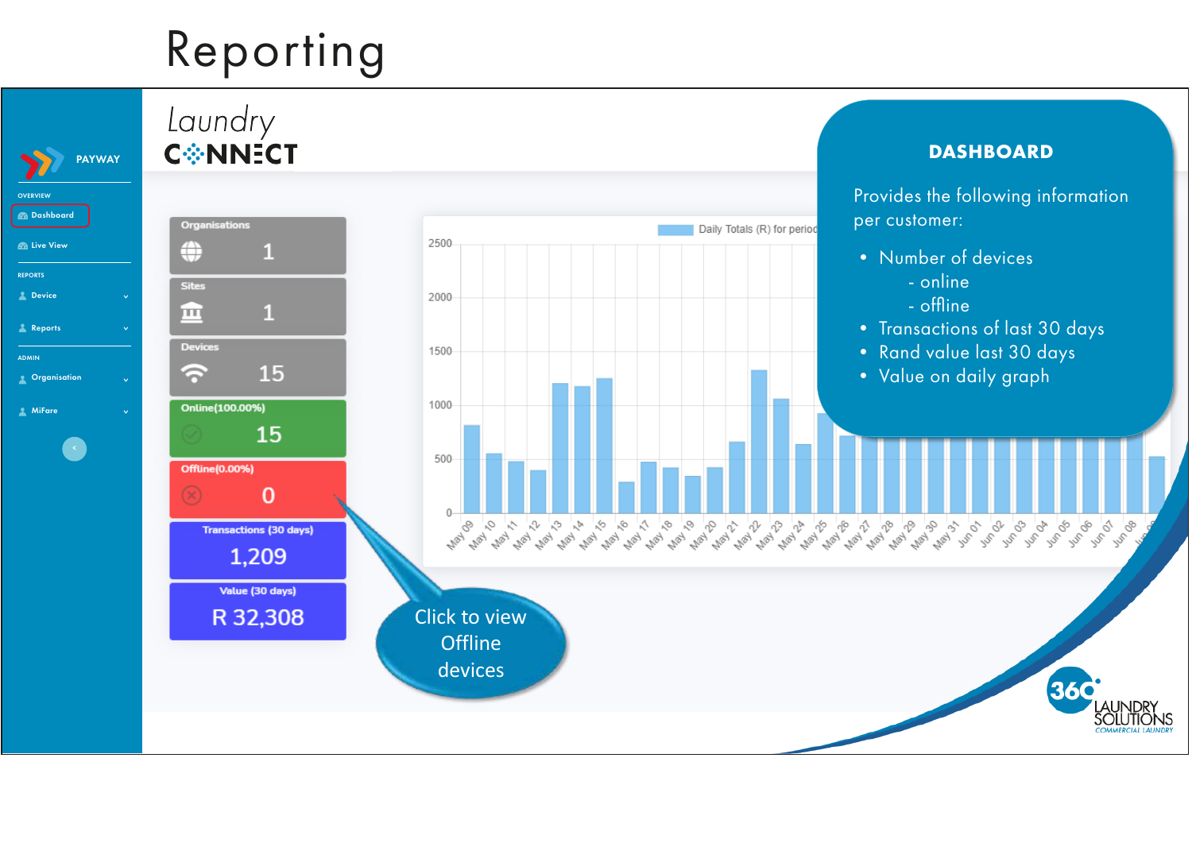# Reporting

Laundry CONNECT

PAYWAY

OVERVIEW

- Dashboard
- Live View

REPORTS

- Device
- Reports

ADMIN

- Organisation
- MiFare

| Organisations | 1 |
| --- | --- |
| Sites | 1 |
| Devices | 15 |
| Online(100.00%) | 15 |
| Offline(0.00%) | 0 |
| Transactions (30 days) | 1,209 |
| Value (30 days) | R 32,308 |

Daily Totals (R) for period

Click to view Offline devices

## DASHBOARD

Provides the following information per customer:

- Number of devices
  - online
  - offline
- Transactions of last 30 days
- Rand value last 30 days
- Value on daily graph

360 LAUNDRY SOLUTIONS COMMERCIAL LAUNDRY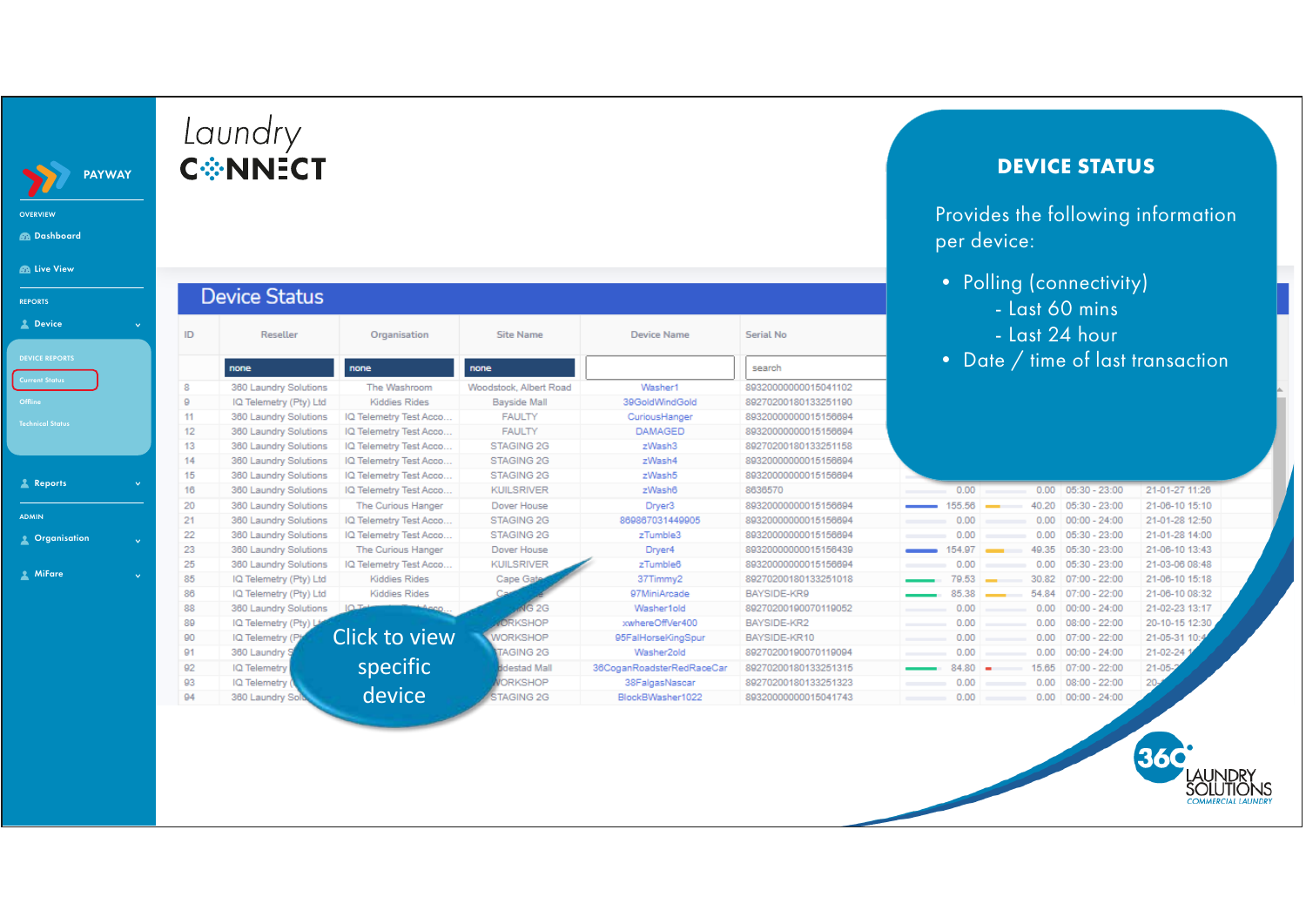# DEVICE STATUS

Provides the following information per device:

- Polling (connectivity)
  - Last 60 mins
  - Last 24 hour
- Date / time of last transaction

Click to view specific device

## Device Status

| ID | Reseller | Organisation | Site Name | Device Name | Serial No |
|---|---|---|---|---|---|
| 8 | 360 Laundry Solutions | The Washroom | Woodstock, Albert Road | Washer1 | 89320000000015041102 |
| 9 | IQ Telemetry (Pty) Ltd | Kiddies Rides | Bayside Mall | 39GoldWindGold | 8927020180133251190 |
| 11 | 360 Laundry Solutions | IQ Telemetry Test Acco... | FAULTY | CuriousHanger | 89320000000015156694 |
| 12 | 360 Laundry Solutions | IQ Telemetry Test Acco... | FAULTY | DAMAGED | 89320000000015156694 |
| 13 | 360 Laundry Solutions | IQ Telemetry Test Acco... | STAGING 2G | zWash3 | 8927020180133251158 |
| 14 | 360 Laundry Solutions | IQ Telemetry Test Acco... | STAGING 2G | zWash4 | 89320000000015156694 |
| 15 | 360 Laundry Solutions | IQ Telemetry Test Acco... | STAGING 2G | zWash5 | 89320000000015156694 |
| 16 | 360 Laundry Solutions | IQ Telemetry Test Acco... | KUILSRIVER | zWash6 | 8636570 |
| 20 | 360 Laundry Solutions | The Curious Hanger | Dover House | Dryer3 | 89320000000015156694 |
| 21 | 360 Laundry Solutions | IQ Telemetry Test Acco... | STAGING 2G | 869867031449905 | 89320000000015156694 |
| 22 | 360 Laundry Solutions | IQ Telemetry Test Acco... | STAGING 2G | zTumble3 | 89320000000015156694 |
| 23 | 360 Laundry Solutions | The Curious Hanger | Dover House | Dryer4 | 89320000000015156439 |
| 25 | 360 Laundry Solutions | IQ Telemetry Test Acco... | KUILSRIVER | zTumble6 | 89320000000015156694 |
| 85 | IQ Telemetry (Pty) Ltd | Kiddies Rides | Cape Gate | 37Timmy2 | 8927020180133251018 |
| 86 | IQ Telemetry (Pty) Ltd | Kiddies Rides | | 97MiniArcade | BAYSIDE-KR9 |
| 88 | 360 Laundry Solutions | | STAGING 2G | Washer1old | 8927020190070119052 |
| 89 | IQ Telemetry (Pty) Ltd | | WORKSHOP | xwhereOffVer400 | BAYSIDE-KR2 |
| 90 | IQ Telemetry | | WORKSHOP | 95FalHorseKingSpur | BAYSIDE-KR10 |
| 91 | 360 Laundry | | STAGING 2G | Washer2old | 8927020190070119094 |
| 92 | IQ Telemetry | | | 36CoganRoadsterRedRaceCar | 8927020180133251315 |
| 93 | IQ Telemetry | | WORKSHOP | 38FalgasNascar | 8927020180133251323 |
| 94 | 360 Laundry Sol | | STAGING 2G | BlockBWasher1022 | 89320000000015041743 |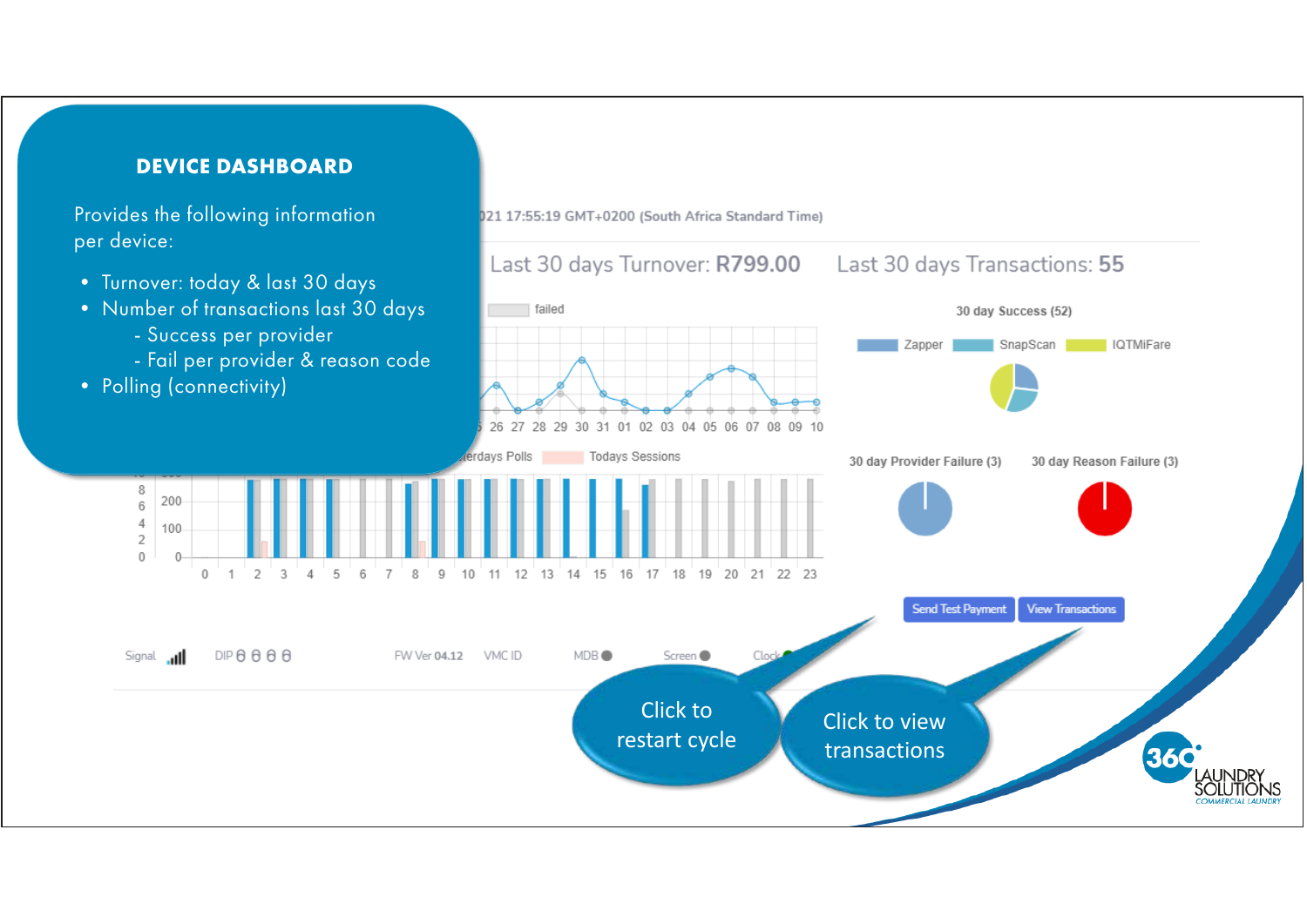## DEVICE DASHBOARD

Provides the following information per device:

- Turnover: today & last 30 days
- Number of transactions last 30 days
  - Success per provider
  - Fail per provider & reason code
- Polling (connectivity)

021 17:55:19 GMT+0200 (South Africa Standard Time)

Last 30 days Turnover: **R799.00**

Last 30 days Transactions: **55**

failed

26 27 28 29 30 31 01 02 03 04 05 06 07 08 09 10

30 day Success (52)

Zapper SnapScan IQTMiFare

terdays Polls Todays Sessions

0 1 2 3 4 5 6 7 8 9 10 11 12 13 14 15 16 17 18 19 20 21 22 23

30 day Provider Failure (3)

30 day Reason Failure (3)

Send Test Payment | View Transactions

Signal DIP FW Ver 04.12 VMC ID MDB Screen Clock

Click to restart cycle

Click to view transactions

360 LAUNDRY SOLUTIONS COMMERCIAL LAUNDRY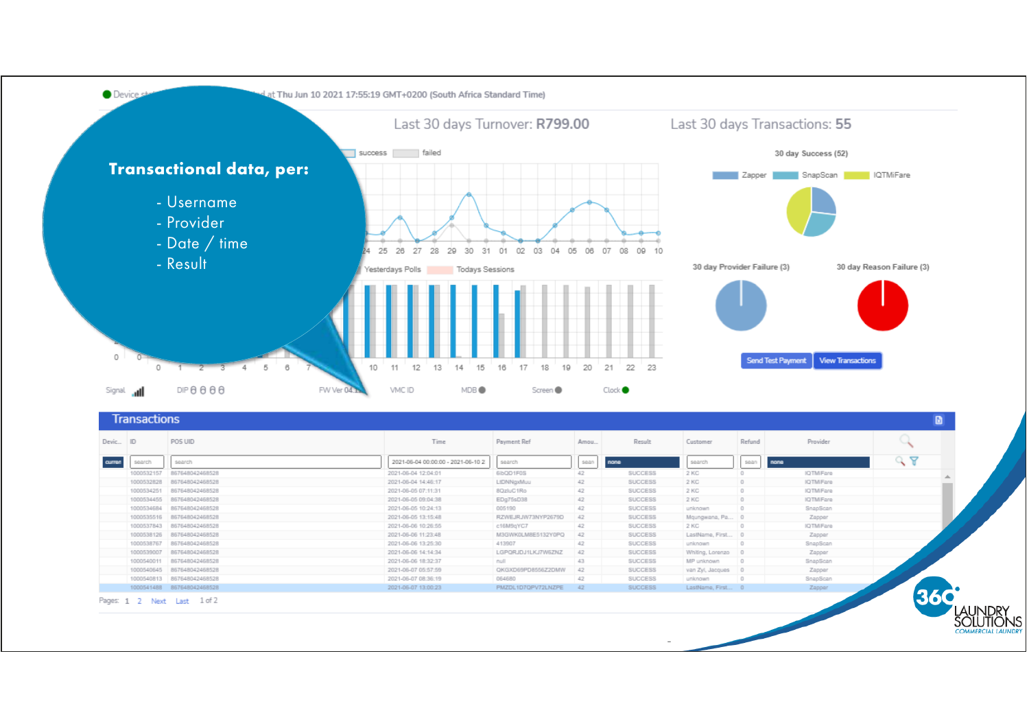## Transactional data, per:

- Username
- Provider
- Date / time
- Result

Device st... ...d at Thu Jun 10 2021 17:55:19 GMT+0200 (South Africa Standard Time)

Last 30 days Turnover: **R799.00**

Last 30 days Transactions: **55**

30 day Success (52)

30 day Provider Failure (3)

30 day Reason Failure (3)

Send Test Payment | View Transactions

### Transactions

| ID | POS UID | Time | Payment Ref | Amou... | Result | Customer | Refund | Provider |
|---|---|---|---|---|---|---|---|---|
| 1000532157 | 867648042468528 | 2021-06-04 12:04:01 | 6lbQD1F0S | 42 | SUCCESS | 2 KC | 0 | IQTMiFare |
| 1000532828 | 867648042468528 | 2021-06-04 14:46:17 | LIDNNgxMuu | 42 | SUCCESS | 2 KC | 0 | IQTMiFare |
| 1000534251 | 867648042468528 | 2021-06-05 07:11:31 | 8OzluC1Ro | 42 | SUCCESS | 2 KC | 0 | IQTMiFare |
| 1000534455 | 867648042468528 | 2021-06-05 09:04:38 | EDg75sD38 | 42 | SUCCESS | 2 KC | 0 | IQTMiFare |
| 1000534684 | 867648042468528 | 2021-06-05 10:24:13 | 005190 | 42 | SUCCESS | unknown | 0 | SnapScan |
| 1000535516 | 867648042468528 | 2021-06-05 13:15:48 | RZWEJRJW73NYP2679D | 42 | SUCCESS | Mqungwana, Pa... | 0 | Zapper |
| 1000537843 | 867648042468528 | 2021-06-06 10:26:55 | c16M9qYC7 | 42 | SUCCESS | 2 KC | 0 | IQTMiFare |
| 1000538126 | 867648042468528 | 2021-06-06 11:23:48 | M3GWKDLM8E5132Y0PQ | 42 | SUCCESS | LastName, First... | 0 | Zapper |
| 1000538767 | 867648042468528 | 2021-06-06 13:25:30 | 413907 | 42 | SUCCESS | unknown | 0 | SnapScan |
| 1000539007 | 867648042468528 | 2021-06-06 14:14:34 | LGPQRJDJ1LKJ7W6ZNZ | 42 | SUCCESS | Whiting, Lorenzo | 0 | Zapper |
| 1000540011 | 867648042468528 | 2021-06-06 18:32:37 | null | 43 | SUCCESS | MP unknown | 0 | SnapScan |
| 1000540645 | 867648042468528 | 2021-06-07 05:57:59 | QKGXD69PD8556Z2DMW | 42 | SUCCESS | van Zyl, Jacques | 0 | Zapper |
| 1000540813 | 867648042468528 | 2021-06-07 08:36:19 | 064680 | 42 | SUCCESS | unknown | 0 | SnapScan |
| 1000541488 | 867648042468528 | 2021-06-07 13:00:23 | PMZDL1D7QPV72LNZPE | 42 | SUCCESS | LastName, First... | 0 | Zapper |

Pages: 1 2 Next Last 1 of 2

360° LAUNDRY SOLUTIONS COMMERCIAL LAUNDRY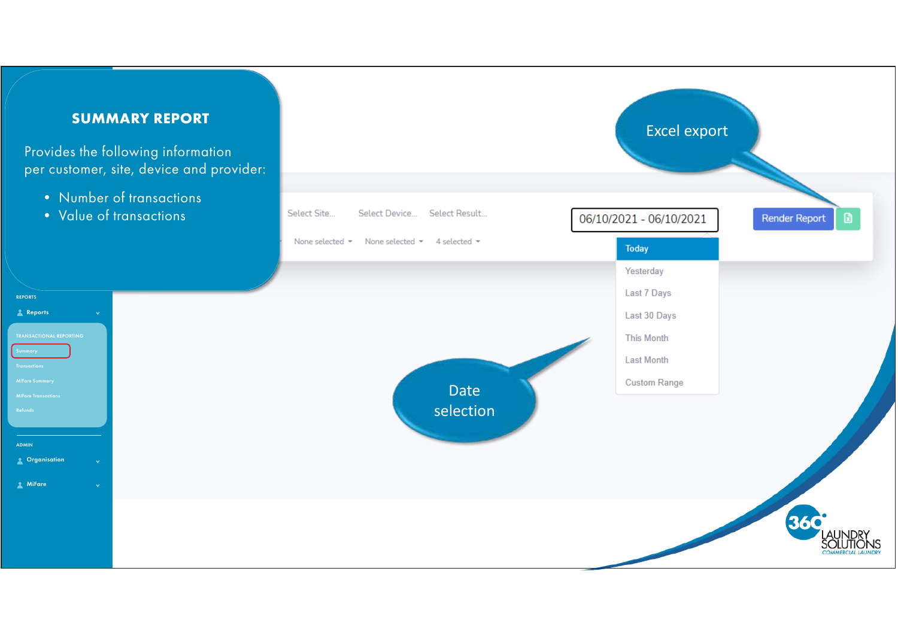# SUMMARY REPORT

Provides the following information per customer, site, device and provider:

- Number of transactions
- Value of transactions

Excel export

Select Site... Select Device... Select Result...

None selected None selected 4 selected

06/10/2021 - 06/10/2021

Render Report

Today
Yesterday
Last 7 Days
Last 30 Days
This Month
Last Month
Custom Range

Date selection

REPORTS

Reports

TRANSACTIONAL REPORTING

Summary

Transactions

MiFare Summary

MiFare Transactions

Refunds

ADMIN

Organisation

MiFare

360 LAUNDRY SOLUTIONS COMMERCIAL LAUNDRY